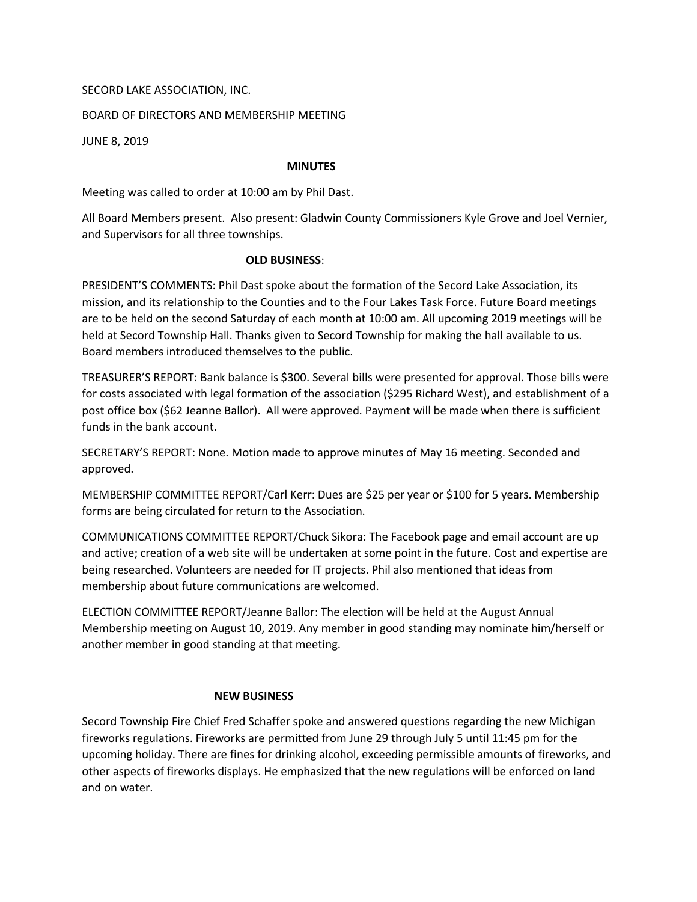SECORD LAKE ASSOCIATION, INC.

BOARD OF DIRECTORS AND MEMBERSHIP MEETING

JUNE 8, 2019

## MINUTES

Meeting was called to order at 10:00 am by Phil Dast.

All Board Members present. Also present: Gladwin County Commissioners Kyle Grove and Joel Vernier, and Supervisors for all three townships.

## OLD BUSINESS:

PRESIDENT'S COMMENTS: Phil Dast spoke about the formation of the Secord Lake Association, its mission, and its relationship to the Counties and to the Four Lakes Task Force. Future Board meetings are to be held on the second Saturday of each month at 10:00 am. All upcoming 2019 meetings will be held at Secord Township Hall. Thanks given to Secord Township for making the hall available to us. Board members introduced themselves to the public.

TREASURER'S REPORT: Bank balance is $300. Several bills were presented for approval. Those bills were for costs associated with legal formation of the association ($295 Richard West), and establishment of a post office box ($62 Jeanne Ballor). All were approved. Payment will be made when there is sufficient funds in the bank account.

SECRETARY'S REPORT: None. Motion made to approve minutes of May 16 meeting. Seconded and approved.

MEMBERSHIP COMMITTEE REPORT/Carl Kerr: Dues are $25 per year or $100 for 5 years. Membership forms are being circulated for return to the Association.

COMMUNICATIONS COMMITTEE REPORT/Chuck Sikora: The Facebook page and email account are up and active; creation of a web site will be undertaken at some point in the future. Cost and expertise are being researched. Volunteers are needed for IT projects. Phil also mentioned that ideas from membership about future communications are welcomed.

ELECTION COMMITTEE REPORT/Jeanne Ballor: The election will be held at the August Annual Membership meeting on August 10, 2019. Any member in good standing may nominate him/herself or another member in good standing at that meeting.

## NEW BUSINESS

Secord Township Fire Chief Fred Schaffer spoke and answered questions regarding the new Michigan fireworks regulations. Fireworks are permitted from June 29 through July 5 until 11:45 pm for the upcoming holiday. There are fines for drinking alcohol, exceeding permissible amounts of fireworks, and other aspects of fireworks displays. He emphasized that the new regulations will be enforced on land and on water.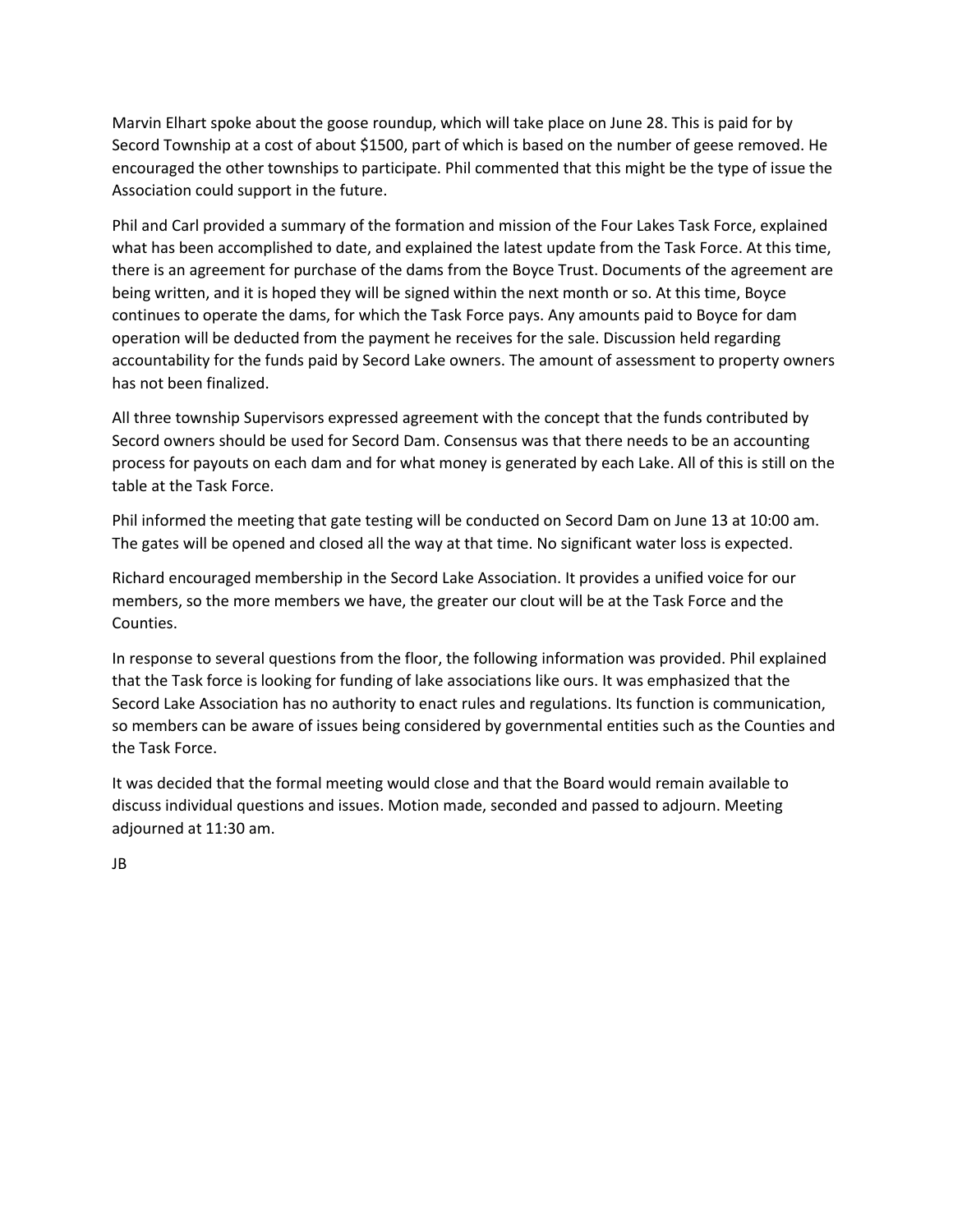Marvin Elhart spoke about the goose roundup, which will take place on June 28. This is paid for by Secord Township at a cost of about $1500, part of which is based on the number of geese removed. He encouraged the other townships to participate. Phil commented that this might be the type of issue the Association could support in the future.

Phil and Carl provided a summary of the formation and mission of the Four Lakes Task Force, explained what has been accomplished to date, and explained the latest update from the Task Force. At this time, there is an agreement for purchase of the dams from the Boyce Trust. Documents of the agreement are being written, and it is hoped they will be signed within the next month or so. At this time, Boyce continues to operate the dams, for which the Task Force pays. Any amounts paid to Boyce for dam operation will be deducted from the payment he receives for the sale. Discussion held regarding accountability for the funds paid by Secord Lake owners. The amount of assessment to property owners has not been finalized.

All three township Supervisors expressed agreement with the concept that the funds contributed by Secord owners should be used for Secord Dam. Consensus was that there needs to be an accounting process for payouts on each dam and for what money is generated by each Lake. All of this is still on the table at the Task Force.

Phil informed the meeting that gate testing will be conducted on Secord Dam on June 13 at 10:00 am. The gates will be opened and closed all the way at that time. No significant water loss is expected.

Richard encouraged membership in the Secord Lake Association. It provides a unified voice for our members, so the more members we have, the greater our clout will be at the Task Force and the Counties.

In response to several questions from the floor, the following information was provided. Phil explained that the Task force is looking for funding of lake associations like ours. It was emphasized that the Secord Lake Association has no authority to enact rules and regulations. Its function is communication, so members can be aware of issues being considered by governmental entities such as the Counties and the Task Force.

It was decided that the formal meeting would close and that the Board would remain available to discuss individual questions and issues. Motion made, seconded and passed to adjourn. Meeting adjourned at 11:30 am.

JB